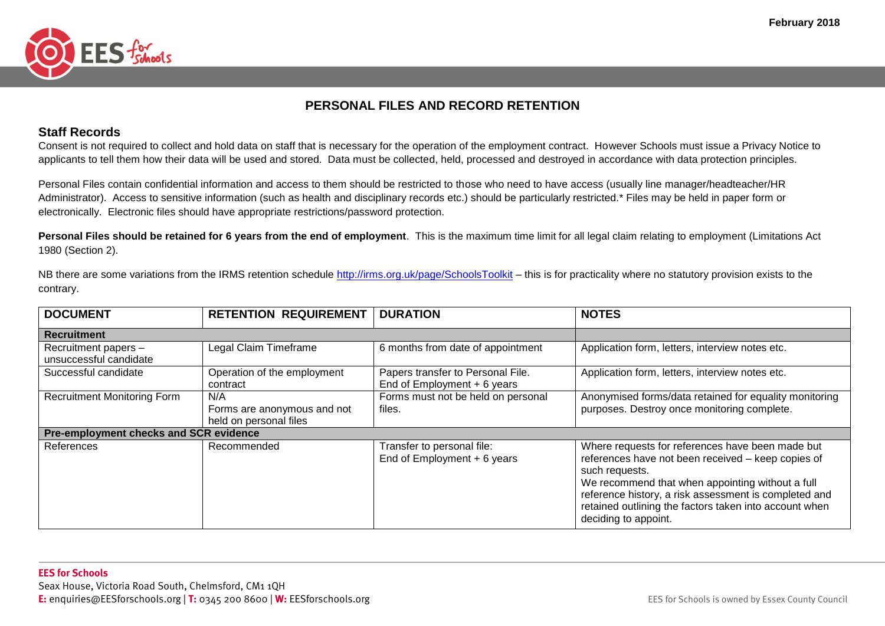# PERSONAL FILES AND RECORD RETENTION

## Staff Records

Consent is not required to collect and hold data on staff that is necessary for the operation of the employment contract. However Schools must issue a Privacy Notice to applicants to tell them how their data will be used and stored. Data must be collected, held, processed and destroyed in accordance with data protection principles.

Personal Files contain confidential information and access to them should be restricted to those who need to have access (usually line manager/headteacher/HR Administrator). Access to sensitive information (such as health and disciplinary records etc.) should be particularly restricted.* Files may be held in paper form or electronically. Electronic files should have appropriate restrictions/password protection.

**Personal Files should be retained for 6 years from the end of employment**. This is the maximum time limit for all legal claim relating to employment (Limitations Act 1980 (Section 2).

NB there are some variations from the IRMS retention schedule http://irms.org.uk/page/SchoolsToolkit – this is for practicality where no statutory provision exists to the contrary.

| DOCUMENT | RETENTION REQUIREMENT | DURATION | NOTES |
|---|---|---|---|
| **Recruitment** | | | |
| Recruitment papers – unsuccessful candidate | Legal Claim Timeframe | 6 months from date of appointment | Application form, letters, interview notes etc. |
| Successful candidate | Operation of the employment contract | Papers transfer to Personal File. End of Employment + 6 years | Application form, letters, interview notes etc. |
| Recruitment Monitoring Form | N/A Forms are anonymous and not held on personal files | Forms must not be held on personal files. | Anonymised forms/data retained for equality monitoring purposes. Destroy once monitoring complete. |
| **Pre-employment checks and SCR evidence** | | | |
| References | Recommended | Transfer to personal file: End of Employment + 6 years | Where requests for references have been made but references have not been received – keep copies of such requests. We recommend that when appointing without a full reference history, a risk assessment is completed and retained outlining the factors taken into account when deciding to appoint. |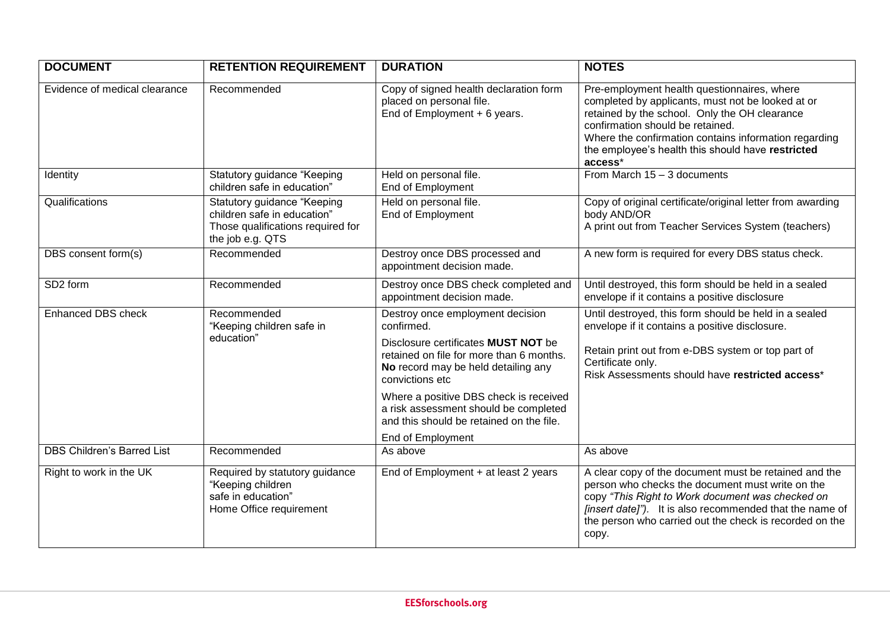| DOCUMENT | RETENTION REQUIREMENT | DURATION | NOTES |
|---|---|---|---|
| Evidence of medical clearance | Recommended | Copy of signed health declaration form placed on personal file.<br>End of Employment + 6 years. | Pre-employment health questionnaires, where completed by applicants, must not be looked at or retained by the school. Only the OH clearance confirmation should be retained.<br>Where the confirmation contains information regarding the employee's health this should have **restricted access***  |
| Identity | Statutory guidance "Keeping children safe in education" | Held on personal file.<br>End of Employment | From March 15 – 3 documents |
| Qualifications | Statutory guidance "Keeping children safe in education"<br>Those qualifications required for the job e.g. QTS | Held on personal file.<br>End of Employment | Copy of original certificate/original letter from awarding body AND/OR<br>A print out from Teacher Services System (teachers) |
| DBS consent form(s) | Recommended | Destroy once DBS processed and appointment decision made. | A new form is required for every DBS status check. |
| SD2 form | Recommended | Destroy once DBS check completed and appointment decision made. | Until destroyed, this form should be held in a sealed envelope if it contains a positive disclosure |
| Enhanced DBS check | Recommended<br>"Keeping children safe in education" | Destroy once employment decision confirmed.<br>Disclosure certificates **MUST NOT** be retained on file for more than 6 months. **No** record may be held detailing any convictions etc<br>Where a positive DBS check is received a risk assessment should be completed and this should be retained on the file.<br>End of Employment | Until destroyed, this form should be held in a sealed envelope if it contains a positive disclosure.<br>Retain print out from e-DBS system or top part of Certificate only.<br>Risk Assessments should have **restricted access*** |
| DBS Children's Barred List | Recommended | As above | As above |
| Right to work in the UK | Required by statutory guidance "Keeping children safe in education"<br>Home Office requirement | End of Employment + at least 2 years | A clear copy of the document must be retained and the person who checks the document must write on the copy *"This Right to Work document was checked on [insert date]").* It is also recommended that the name of the person who carried out the check is recorded on the copy. |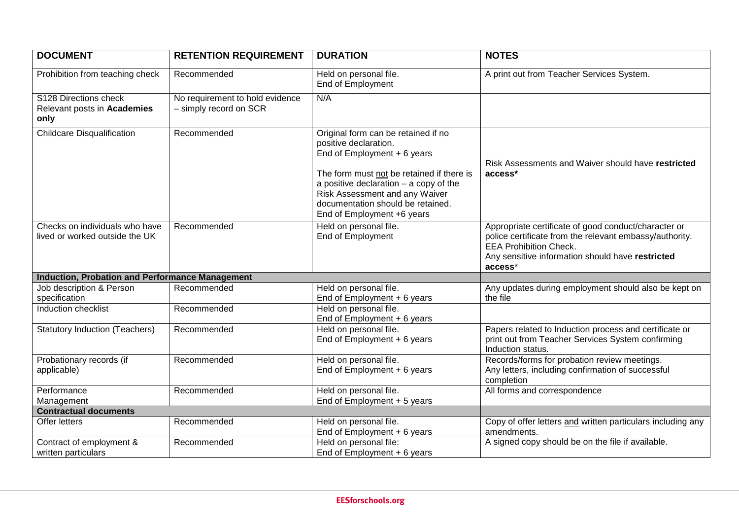| DOCUMENT | RETENTION REQUIREMENT | DURATION | NOTES |
|---|---|---|---|
| Prohibition from teaching check | Recommended | Held on personal file.<br>End of Employment | A print out from Teacher Services System. |
| S128 Directions check<br>Relevant posts in **Academies only** | No requirement to hold evidence – simply record on SCR | N/A | |
| Childcare Disqualification | Recommended | Original form can be retained if no positive declaration.<br>End of Employment + 6 years<br><br>The form must not be retained if there is a positive declaration – a copy of the Risk Assessment and any Waiver documentation should be retained.<br>End of Employment +6 years | Risk Assessments and Waiver should have **restricted access*** |
| Checks on individuals who have lived or worked outside the UK | Recommended | Held on personal file.<br>End of Employment | Appropriate certificate of good conduct/character or police certificate from the relevant embassy/authority.<br>EEA Prohibition Check.<br>Any sensitive information should have **restricted access*** |
| **Induction, Probation and Performance Management** | | | |
| Job description & Person specification | Recommended | Held on personal file.<br>End of Employment + 6 years | Any updates during employment should also be kept on the file |
| Induction checklist | Recommended | Held on personal file.<br>End of Employment + 6 years | |
| Statutory Induction (Teachers) | Recommended | Held on personal file.<br>End of Employment + 6 years | Papers related to Induction process and certificate or print out from Teacher Services System confirming Induction status. |
| Probationary records (if applicable) | Recommended | Held on personal file.<br>End of Employment + 6 years | Records/forms for probation review meetings.<br>Any letters, including confirmation of successful completion |
| Performance Management | Recommended | Held on personal file.<br>End of Employment + 5 years | All forms and correspondence |
| **Contractual documents** | | | |
| Offer letters | Recommended | Held on personal file.<br>End of Employment + 6 years | Copy of offer letters and written particulars including any amendments.<br>A signed copy should be on the file if available. |
| Contract of employment & written particulars | Recommended | Held on personal file:<br>End of Employment + 6 years | |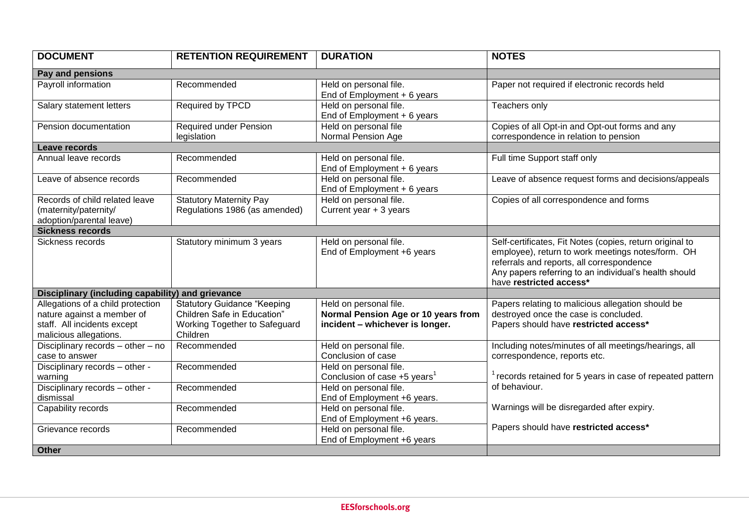| DOCUMENT | RETENTION REQUIREMENT | DURATION | NOTES |
| --- | --- | --- | --- |
| **Pay and pensions** | | | |
| Payroll information | Recommended | Held on personal file.<br>End of Employment + 6 years | Paper not required if electronic records held |
| Salary statement letters | Required by TPCD | Held on personal file.<br>End of Employment + 6 years | Teachers only |
| Pension documentation | Required under Pension legislation | Held on personal file<br>Normal Pension Age | Copies of all Opt-in and Opt-out forms and any correspondence in relation to pension |
| **Leave records** | | | |
| Annual leave records | Recommended | Held on personal file.<br>End of Employment + 6 years | Full time Support staff only |
| Leave of absence records | Recommended | Held on personal file.<br>End of Employment + 6 years | Leave of absence request forms and decisions/appeals |
| Records of child related leave (maternity/paternity/ adoption/parental leave) | Statutory Maternity Pay Regulations 1986 (as amended) | Held on personal file.<br>Current year + 3 years | Copies of all correspondence and forms |
| **Sickness records** | | | |
| Sickness records | Statutory minimum 3 years | Held on personal file.<br>End of Employment +6 years | Self-certificates, Fit Notes (copies, return original to employee), return to work meetings notes/form. OH referrals and reports, all correspondence<br>Any papers referring to an individual's health should have **restricted access*** |
| **Disciplinary (including capability) and grievance** | | | |
| Allegations of a child protection nature against a member of staff. All incidents except malicious allegations. | Statutory Guidance "Keeping Children Safe in Education" Working Together to Safeguard Children | Held on personal file.<br>**Normal Pension Age or 10 years from incident – whichever is longer.** | Papers relating to malicious allegation should be destroyed once the case is concluded.<br>Papers should have **restricted access*** |
| Disciplinary records – other – no case to answer | Recommended | Held on personal file.<br>Conclusion of case | Including notes/minutes of all meetings/hearings, all correspondence, reports etc.<br><br>[1] records retained for 5 years in case of repeated pattern of behaviour.<br><br>Warnings will be disregarded after expiry.<br><br>Papers should have **restricted access*** |
| Disciplinary records – other - warning | Recommended | Held on personal file.<br>Conclusion of case +5 years[1] | |
| Disciplinary records – other - dismissal | Recommended | Held on personal file.<br>End of Employment +6 years. | |
| Capability records | Recommended | Held on personal file.<br>End of Employment +6 years. | |
| Grievance records | Recommended | Held on personal file.<br>End of Employment +6 years | |
| **Other** | | | |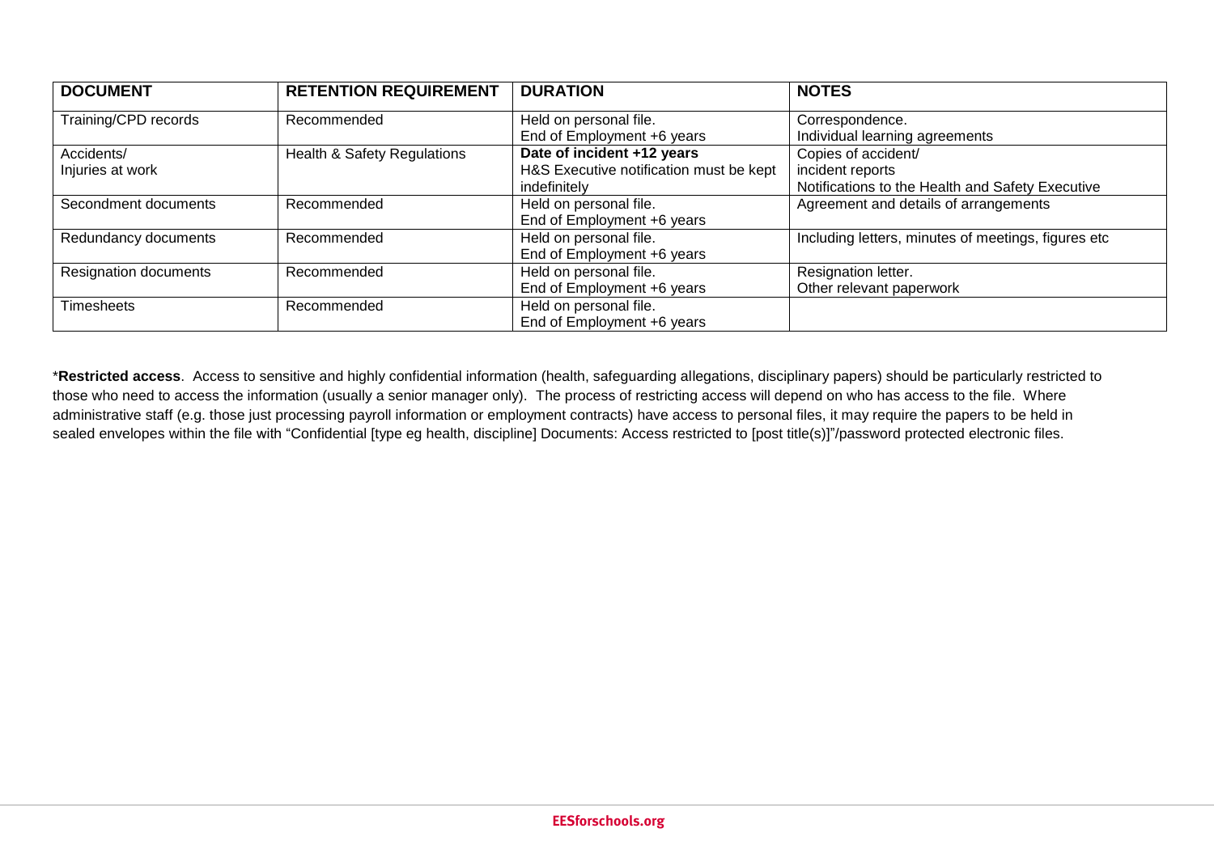| DOCUMENT | RETENTION REQUIREMENT | DURATION | NOTES |
|---|---|---|---|
| Training/CPD records | Recommended | Held on personal file.<br>End of Employment +6 years | Correspondence.<br>Individual learning agreements |
| Accidents/<br>Injuries at work | Health & Safety Regulations | **Date of incident +12 years**<br>H&S Executive notification must be kept indefinitely | Copies of accident/<br>incident reports<br>Notifications to the Health and Safety Executive |
| Secondment documents | Recommended | Held on personal file.<br>End of Employment +6 years | Agreement and details of arrangements |
| Redundancy documents | Recommended | Held on personal file.<br>End of Employment +6 years | Including letters, minutes of meetings, figures etc |
| Resignation documents | Recommended | Held on personal file.<br>End of Employment +6 years | Resignation letter.<br>Other relevant paperwork |
| Timesheets | Recommended | Held on personal file.<br>End of Employment +6 years | |

***Restricted access**. Access to sensitive and highly confidential information (health, safeguarding allegations, disciplinary papers) should be particularly restricted to those who need to access the information (usually a senior manager only). The process of restricting access will depend on who has access to the file. Where administrative staff (e.g. those just processing payroll information or employment contracts) have access to personal files, it may require the papers to be held in sealed envelopes within the file with "Confidential [type eg health, discipline] Documents: Access restricted to [post title(s)]"/password protected electronic files.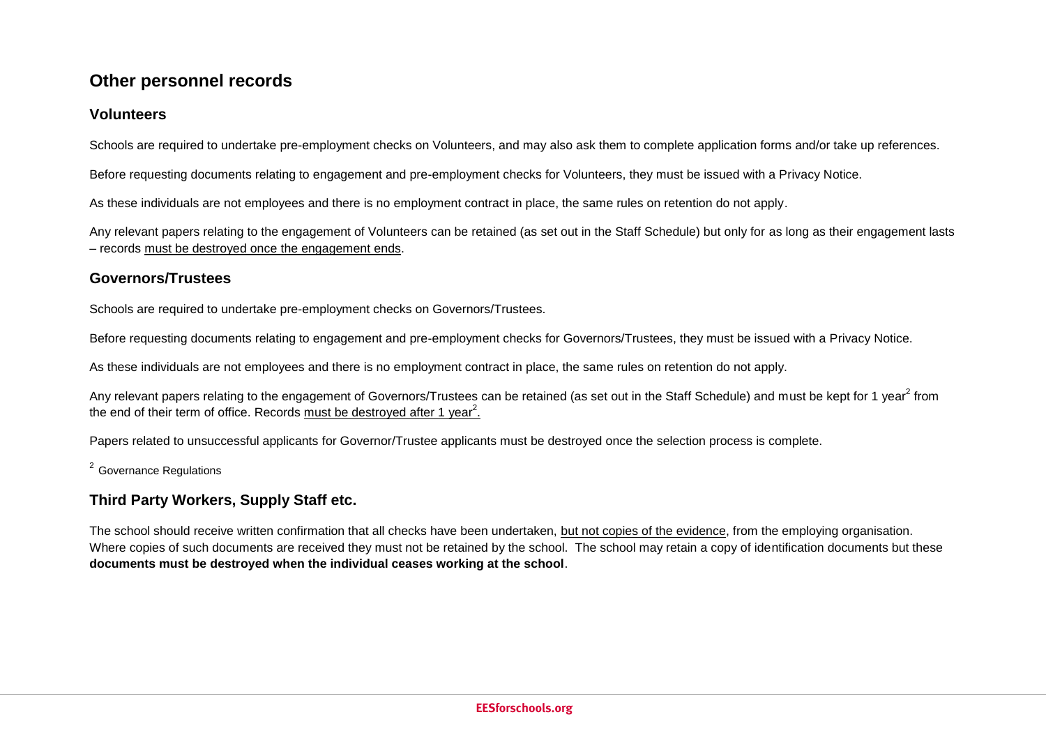## Other personnel records

### Volunteers

Schools are required to undertake pre-employment checks on Volunteers, and may also ask them to complete application forms and/or take up references.

Before requesting documents relating to engagement and pre-employment checks for Volunteers, they must be issued with a Privacy Notice.

As these individuals are not employees and there is no employment contract in place, the same rules on retention do not apply.

Any relevant papers relating to the engagement of Volunteers can be retained (as set out in the Staff Schedule) but only for as long as their engagement lasts – records must be destroyed once the engagement ends.

### Governors/Trustees

Schools are required to undertake pre-employment checks on Governors/Trustees.

Before requesting documents relating to engagement and pre-employment checks for Governors/Trustees, they must be issued with a Privacy Notice.

As these individuals are not employees and there is no employment contract in place, the same rules on retention do not apply.

Any relevant papers relating to the engagement of Governors/Trustees can be retained (as set out in the Staff Schedule) and must be kept for 1 year[2] from the end of their term of office. Records must be destroyed after 1 year[2].

Papers related to unsuccessful applicants for Governor/Trustee applicants must be destroyed once the selection process is complete.

[2] Governance Regulations

### Third Party Workers, Supply Staff etc.

The school should receive written confirmation that all checks have been undertaken, but not copies of the evidence, from the employing organisation. Where copies of such documents are received they must not be retained by the school. The school may retain a copy of identification documents but these **documents must be destroyed when the individual ceases working at the school**.